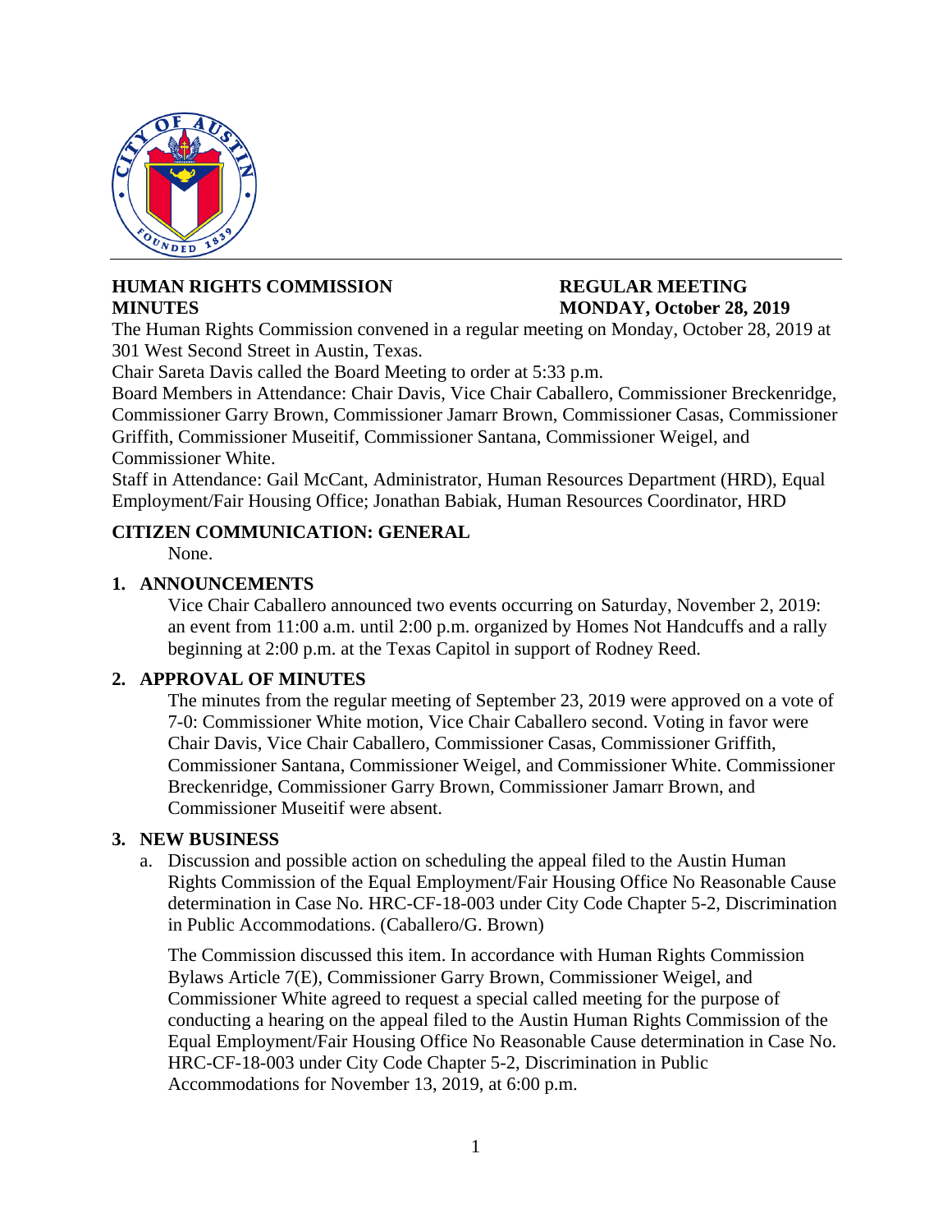**HUMAN RIGHTS COMMISSION MINUTES**

**REGULAR MEETING MONDAY, October 28, 2019**

The Human Rights Commission convened in a regular meeting on Monday, October 28, 2019 at 301 West Second Street in Austin, Texas.

Chair Sareta Davis called the Board Meeting to order at 5:33 p.m.

Board Members in Attendance: Chair Davis, Vice Chair Caballero, Commissioner Breckenridge, Commissioner Garry Brown, Commissioner Jamarr Brown, Commissioner Casas, Commissioner Griffith, Commissioner Museitif, Commissioner Santana, Commissioner Weigel, and Commissioner White.

Staff in Attendance: Gail McCant, Administrator, Human Resources Department (HRD), Equal Employment/Fair Housing Office; Jonathan Babiak, Human Resources Coordinator, HRD

## CITIZEN COMMUNICATION: GENERAL

None.

## 1. ANNOUNCEMENTS

Vice Chair Caballero announced two events occurring on Saturday, November 2, 2019: an event from 11:00 a.m. until 2:00 p.m. organized by Homes Not Handcuffs and a rally beginning at 2:00 p.m. at the Texas Capitol in support of Rodney Reed.

## 2. APPROVAL OF MINUTES

The minutes from the regular meeting of September 23, 2019 were approved on a vote of 7-0: Commissioner White motion, Vice Chair Caballero second. Voting in favor were Chair Davis, Vice Chair Caballero, Commissioner Casas, Commissioner Griffith, Commissioner Santana, Commissioner Weigel, and Commissioner White. Commissioner Breckenridge, Commissioner Garry Brown, Commissioner Jamarr Brown, and Commissioner Museitif were absent.

## 3. NEW BUSINESS

a. Discussion and possible action on scheduling the appeal filed to the Austin Human Rights Commission of the Equal Employment/Fair Housing Office No Reasonable Cause determination in Case No. HRC-CF-18-003 under City Code Chapter 5-2, Discrimination in Public Accommodations. (Caballero/G. Brown)

   The Commission discussed this item. In accordance with Human Rights Commission Bylaws Article 7(E), Commissioner Garry Brown, Commissioner Weigel, and Commissioner White agreed to request a special called meeting for the purpose of conducting a hearing on the appeal filed to the Austin Human Rights Commission of the Equal Employment/Fair Housing Office No Reasonable Cause determination in Case No. HRC-CF-18-003 under City Code Chapter 5-2, Discrimination in Public Accommodations for November 13, 2019, at 6:00 p.m.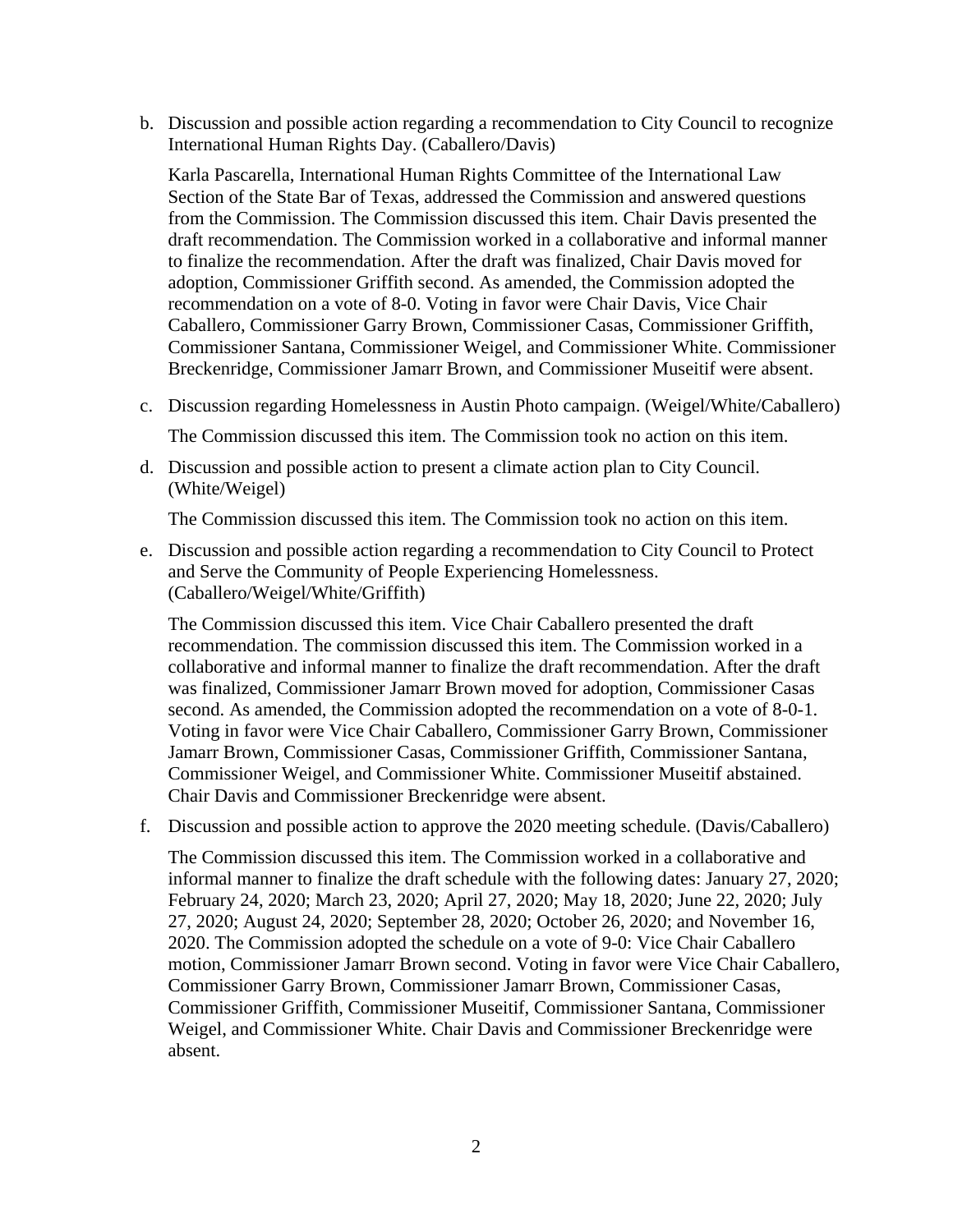b. Discussion and possible action regarding a recommendation to City Council to recognize International Human Rights Day. (Caballero/Davis)

   Karla Pascarella, International Human Rights Committee of the International Law Section of the State Bar of Texas, addressed the Commission and answered questions from the Commission. The Commission discussed this item. Chair Davis presented the draft recommendation. The Commission worked in a collaborative and informal manner to finalize the recommendation. After the draft was finalized, Chair Davis moved for adoption, Commissioner Griffith second. As amended, the Commission adopted the recommendation on a vote of 8-0. Voting in favor were Chair Davis, Vice Chair Caballero, Commissioner Garry Brown, Commissioner Casas, Commissioner Griffith, Commissioner Santana, Commissioner Weigel, and Commissioner White. Commissioner Breckenridge, Commissioner Jamarr Brown, and Commissioner Museitif were absent.

c. Discussion regarding Homelessness in Austin Photo campaign. (Weigel/White/Caballero)

   The Commission discussed this item. The Commission took no action on this item.

d. Discussion and possible action to present a climate action plan to City Council. (White/Weigel)

   The Commission discussed this item. The Commission took no action on this item.

e. Discussion and possible action regarding a recommendation to City Council to Protect and Serve the Community of People Experiencing Homelessness. (Caballero/Weigel/White/Griffith)

   The Commission discussed this item. Vice Chair Caballero presented the draft recommendation. The commission discussed this item. The Commission worked in a collaborative and informal manner to finalize the draft recommendation. After the draft was finalized, Commissioner Jamarr Brown moved for adoption, Commissioner Casas second. As amended, the Commission adopted the recommendation on a vote of 8-0-1. Voting in favor were Vice Chair Caballero, Commissioner Garry Brown, Commissioner Jamarr Brown, Commissioner Casas, Commissioner Griffith, Commissioner Santana, Commissioner Weigel, and Commissioner White. Commissioner Museitif abstained. Chair Davis and Commissioner Breckenridge were absent.

f. Discussion and possible action to approve the 2020 meeting schedule. (Davis/Caballero)

   The Commission discussed this item. The Commission worked in a collaborative and informal manner to finalize the draft schedule with the following dates: January 27, 2020; February 24, 2020; March 23, 2020; April 27, 2020; May 18, 2020; June 22, 2020; July 27, 2020; August 24, 2020; September 28, 2020; October 26, 2020; and November 16, 2020. The Commission adopted the schedule on a vote of 9-0: Vice Chair Caballero motion, Commissioner Jamarr Brown second. Voting in favor were Vice Chair Caballero, Commissioner Garry Brown, Commissioner Jamarr Brown, Commissioner Casas, Commissioner Griffith, Commissioner Museitif, Commissioner Santana, Commissioner Weigel, and Commissioner White. Chair Davis and Commissioner Breckenridge were absent.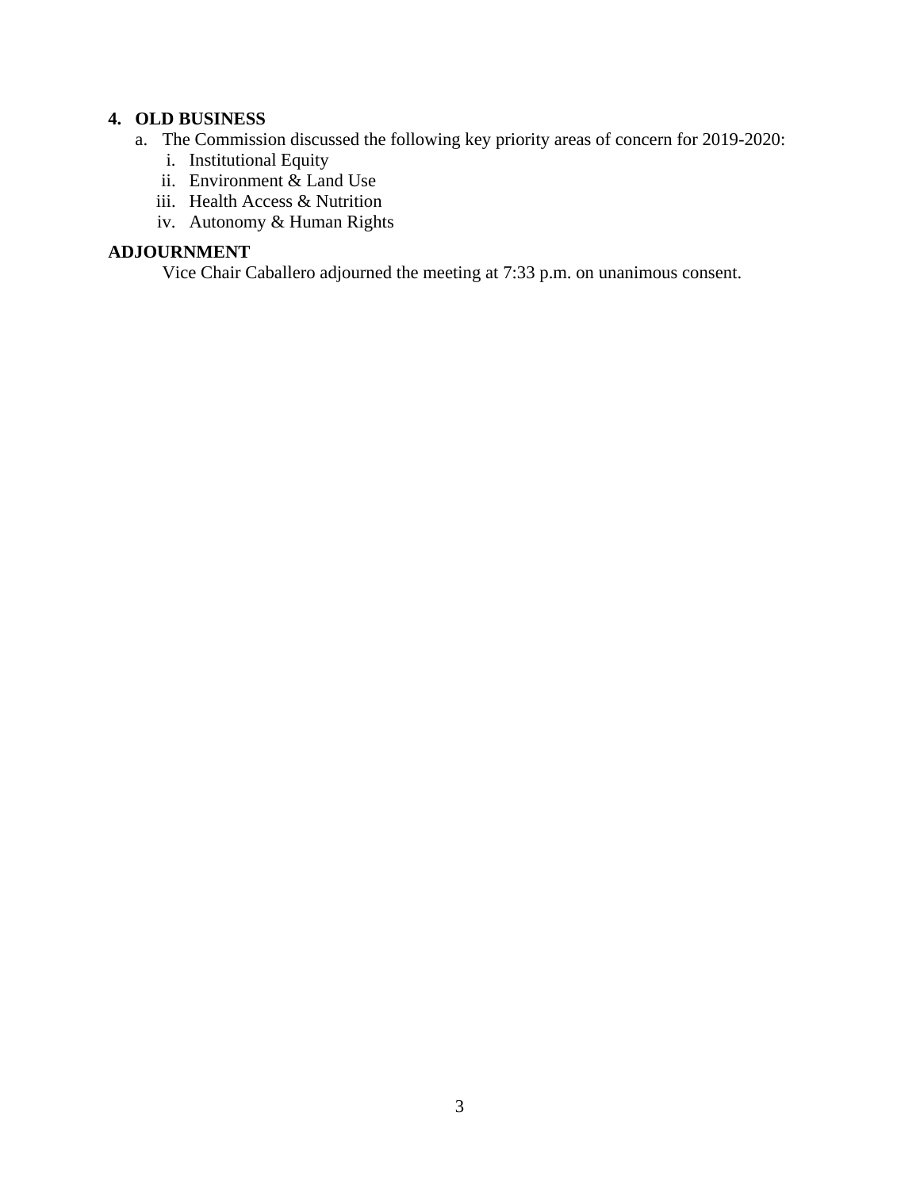## 4. OLD BUSINESS

a. The Commission discussed the following key priority areas of concern for 2019-2020:

   i. Institutional Equity

   ii. Environment & Land Use

   iii. Health Access & Nutrition

   iv. Autonomy & Human Rights

## ADJOURNMENT

Vice Chair Caballero adjourned the meeting at 7:33 p.m. on unanimous consent.